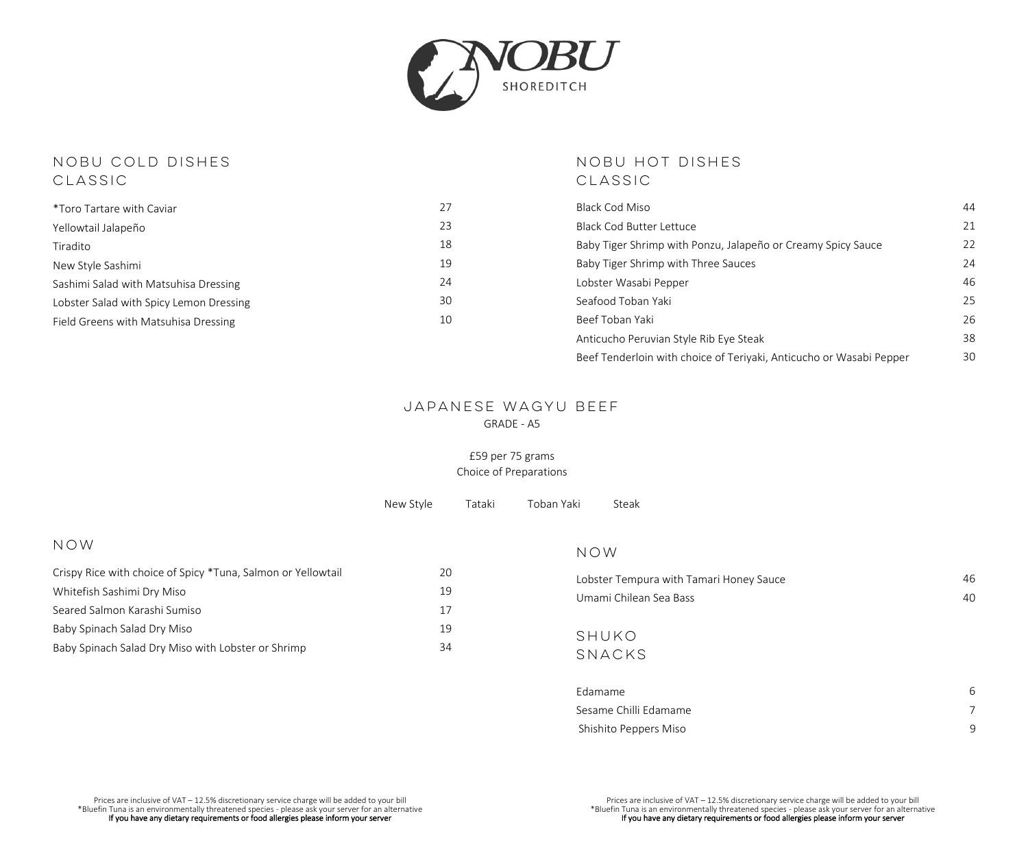# NOBU

SHOREDITCH

## NOBU COLD DISHES
### CLASSIC

| Dish | Price |
|---|---|
| *Toro Tartare with Caviar | 27 |
| Yellowtail Jalapeño | 23 |
| Tiradito | 18 |
| New Style Sashimi | 19 |
| Sashimi Salad with Matsuhisa Dressing | 24 |
| Lobster Salad with Spicy Lemon Dressing | 30 |
| Field Greens with Matsuhisa Dressing | 10 |

### NOW

| Dish | Price |
|---|---|
| Crispy Rice with choice of Spicy *Tuna, Salmon or Yellowtail | 20 |
| Whitefish Sashimi Dry Miso | 19 |
| Seared Salmon Karashi Sumiso | 17 |
| Baby Spinach Salad Dry Miso | 19 |
| Baby Spinach Salad Dry Miso with Lobster or Shrimp | 34 |

## NOBU HOT DISHES
### CLASSIC

| Dish | Price |
|---|---|
| Black Cod Miso | 44 |
| Black Cod Butter Lettuce | 21 |
| Baby Tiger Shrimp with Ponzu, Jalapeño or Creamy Spicy Sauce | 22 |
| Baby Tiger Shrimp with Three Sauces | 24 |
| Lobster Wasabi Pepper | 46 |
| Seafood Toban Yaki | 25 |
| Beef Toban Yaki | 26 |
| Anticucho Peruvian Style Rib Eye Steak | 38 |
| Beef Tenderloin with choice of Teriyaki, Anticucho or Wasabi Pepper | 30 |

### NOW

| Dish | Price |
|---|---|
| Lobster Tempura with Tamari Honey Sauce | 46 |
| Umami Chilean Sea Bass | 40 |

### SHUKO SNACKS

| Dish | Price |
|---|---|
| Edamame | 6 |
| Sesame Chilli Edamame | 7 |
| Shishito Peppers Miso | 9 |

## JAPANESE WAGYU BEEF

GRADE - A5

£59 per 75 grams

Choice of Preparations

New Style | Tataki | Toban Yaki | Steak

Prices are inclusive of VAT – 12.5% discretionary service charge will be added to your bill

*Bluefin Tuna is an environmentally threatened species - please ask your server for an alternative

**If you have any dietary requirements or food allergies please inform your server**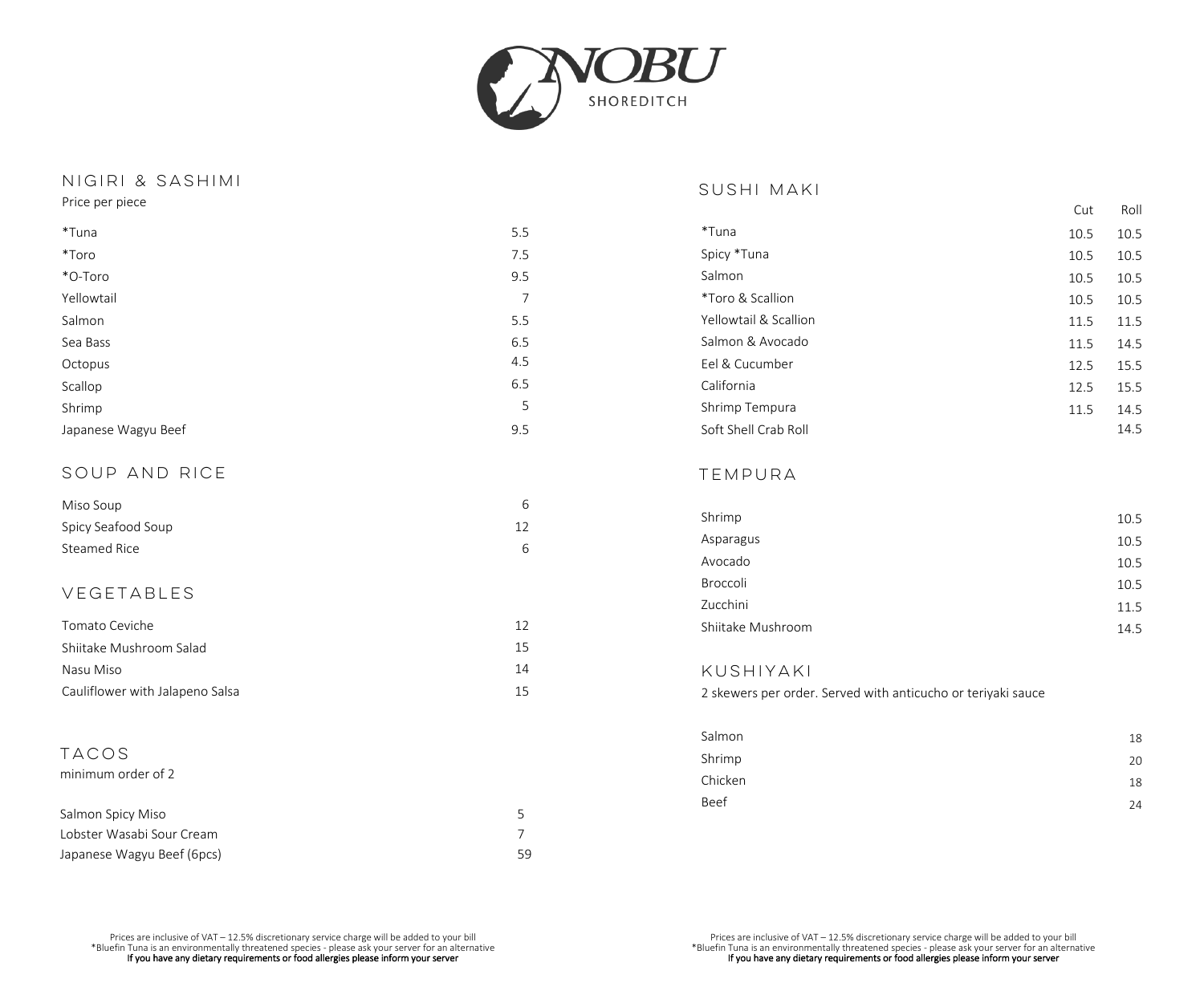# NOBU

SHOREDITCH

## NIGIRI & SASHIMI

Price per piece

| Item | Price |
| --- | --- |
| *Tuna | 5.5 |
| *Toro | 7.5 |
| *O-Toro | 9.5 |
| Yellowtail | 7 |
| Salmon | 5.5 |
| Sea Bass | 6.5 |
| Octopus | 4.5 |
| Scallop | 6.5 |
| Shrimp | 5 |
| Japanese Wagyu Beef | 9.5 |

## SOUP AND RICE

| Item | Price |
| --- | --- |
| Miso Soup | 6 |
| Spicy Seafood Soup | 12 |
| Steamed Rice | 6 |

## VEGETABLES

| Item | Price |
| --- | --- |
| Tomato Ceviche | 12 |
| Shiitake Mushroom Salad | 15 |
| Nasu Miso | 14 |
| Cauliflower with Jalapeno Salsa | 15 |

## TACOS

minimum order of 2

| Item | Price |
| --- | --- |
| Salmon Spicy Miso | 5 |
| Lobster Wasabi Sour Cream | 7 |
| Japanese Wagyu Beef (6pcs) | 59 |

## SUSHI MAKI

| Item | Cut | Roll |
| --- | --- | --- |
| *Tuna | 10.5 | 10.5 |
| Spicy *Tuna | 10.5 | 10.5 |
| Salmon | 10.5 | 10.5 |
| *Toro & Scallion | 10.5 | 10.5 |
| Yellowtail & Scallion | 11.5 | 11.5 |
| Salmon & Avocado | 11.5 | 14.5 |
| Eel & Cucumber | 12.5 | 15.5 |
| California | 12.5 | 15.5 |
| Shrimp Tempura | 11.5 | 14.5 |
| Soft Shell Crab Roll | | 14.5 |

## TEMPURA

| Item | Price |
| --- | --- |
| Shrimp | 10.5 |
| Asparagus | 10.5 |
| Avocado | 10.5 |
| Broccoli | 10.5 |
| Zucchini | 11.5 |
| Shiitake Mushroom | 14.5 |

## KUSHIYAKI

2 skewers per order. Served with anticucho or teriyaki sauce

| Item | Price |
| --- | --- |
| Salmon | 18 |
| Shrimp | 20 |
| Chicken | 18 |
| Beef | 24 |

Prices are inclusive of VAT – 12.5% discretionary service charge will be added to your bill
*Bluefin Tuna is an environmentally threatened species - please ask your server for an alternative
**If you have any dietary requirements or food allergies please inform your server**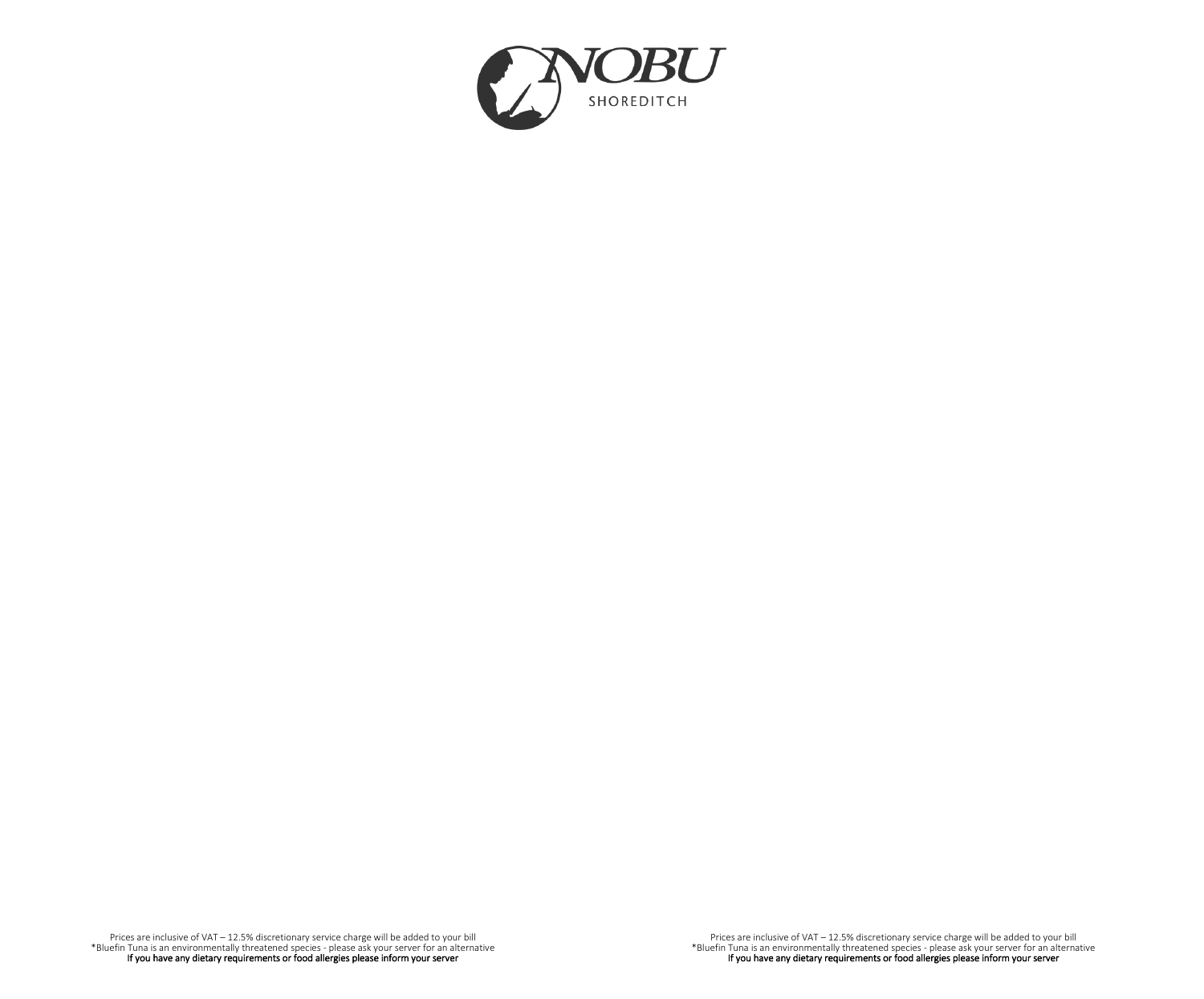NOBU

SHOREDITCH

Prices are inclusive of VAT – 12.5% discretionary service charge will be added to your bill
*Bluefin Tuna is an environmentally threatened species - please ask your server for an alternative
**If you have any dietary requirements or food allergies please inform your server**

Prices are inclusive of VAT – 12.5% discretionary service charge will be added to your bill
*Bluefin Tuna is an environmentally threatened species - please ask your server for an alternative
**If you have any dietary requirements or food allergies please inform your server**